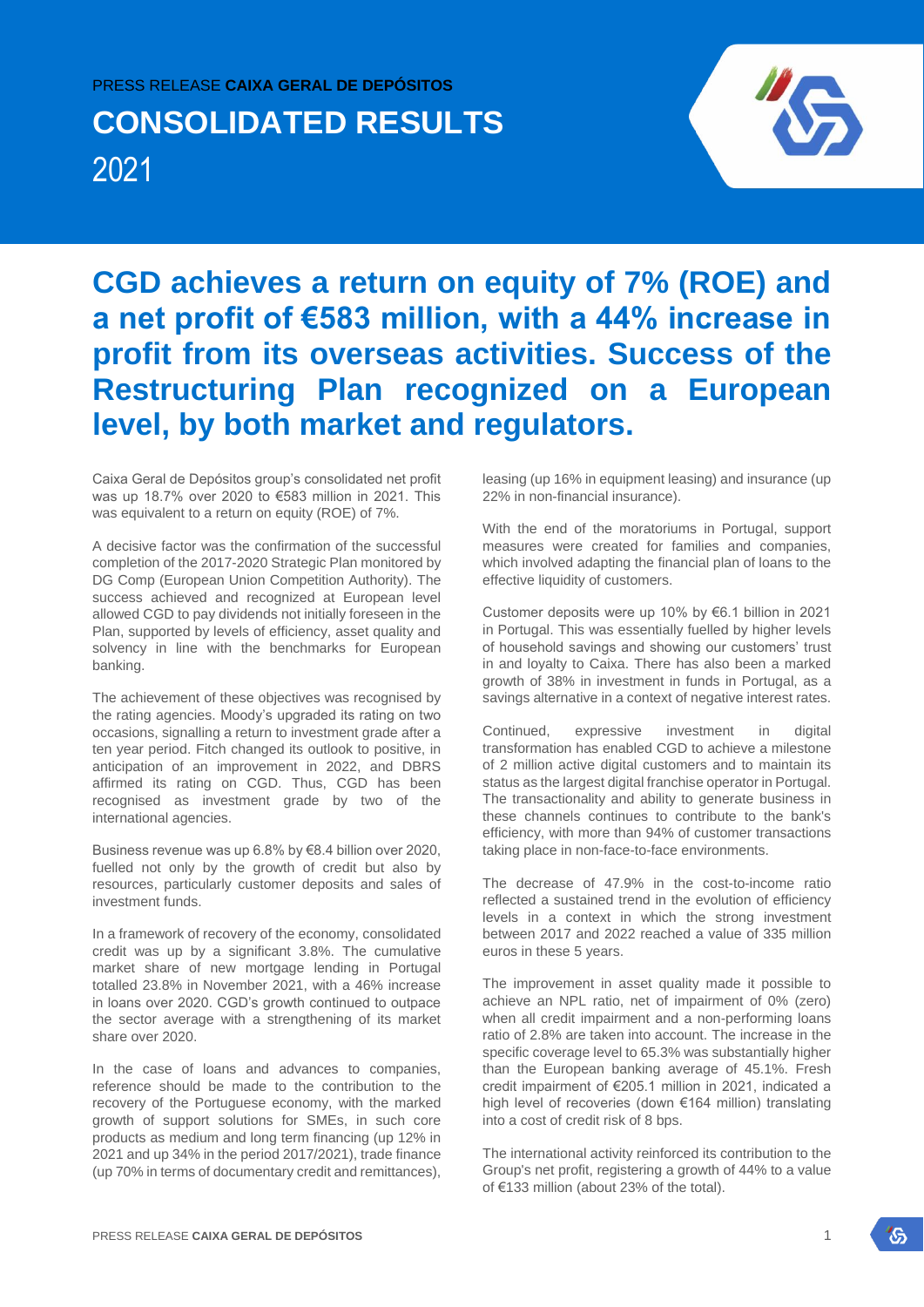PRESS RELEASE **CAIXA GERAL DE DEPÓSITOS**

# CONSOLIDATED RESULTS

2021

## CGD achieves a return on equity of 7% (ROE) and a net profit of €583 million, with a 44% increase in profit from its overseas activities. Success of the Restructuring Plan recognized on a European level, by both market and regulators.

Caixa Geral de Depósitos group's consolidated net profit was up 18.7% over 2020 to €583 million in 2021. This was equivalent to a return on equity (ROE) of 7%.

A decisive factor was the confirmation of the successful completion of the 2017-2020 Strategic Plan monitored by DG Comp (European Union Competition Authority). The success achieved and recognized at European level allowed CGD to pay dividends not initially foreseen in the Plan, supported by levels of efficiency, asset quality and solvency in line with the benchmarks for European banking.

The achievement of these objectives was recognised by the rating agencies. Moody's upgraded its rating on two occasions, signalling a return to investment grade after a ten year period. Fitch changed its outlook to positive, in anticipation of an improvement in 2022, and DBRS affirmed its rating on CGD. Thus, CGD has been recognised as investment grade by two of the international agencies.

Business revenue was up 6.8% by €8.4 billion over 2020, fuelled not only by the growth of credit but also by resources, particularly customer deposits and sales of investment funds.

In a framework of recovery of the economy, consolidated credit was up by a significant 3.8%. The cumulative market share of new mortgage lending in Portugal totalled 23.8% in November 2021, with a 46% increase in loans over 2020. CGD's growth continued to outpace the sector average with a strengthening of its market share over 2020.

In the case of loans and advances to companies, reference should be made to the contribution to the recovery of the Portuguese economy, with the marked growth of support solutions for SMEs, in such core products as medium and long term financing (up 12% in 2021 and up 34% in the period 2017/2021), trade finance (up 70% in terms of documentary credit and remittances), leasing (up 16% in equipment leasing) and insurance (up 22% in non-financial insurance).

With the end of the moratoriums in Portugal, support measures were created for families and companies, which involved adapting the financial plan of loans to the effective liquidity of customers.

Customer deposits were up 10% by €6.1 billion in 2021 in Portugal. This was essentially fuelled by higher levels of household savings and showing our customers' trust in and loyalty to Caixa. There has also been a marked growth of 38% in investment in funds in Portugal, as a savings alternative in a context of negative interest rates.

Continued, expressive investment in digital transformation has enabled CGD to achieve a milestone of 2 million active digital customers and to maintain its status as the largest digital franchise operator in Portugal. The transactionality and ability to generate business in these channels continues to contribute to the bank's efficiency, with more than 94% of customer transactions taking place in non-face-to-face environments.

The decrease of 47.9% in the cost-to-income ratio reflected a sustained trend in the evolution of efficiency levels in a context in which the strong investment between 2017 and 2022 reached a value of 335 million euros in these 5 years.

The improvement in asset quality made it possible to achieve an NPL ratio, net of impairment of 0% (zero) when all credit impairment and a non-performing loans ratio of 2.8% are taken into account. The increase in the specific coverage level to 65.3% was substantially higher than the European banking average of 45.1%. Fresh credit impairment of €205.1 million in 2021, indicated a high level of recoveries (down €164 million) translating into a cost of credit risk of 8 bps.

The international activity reinforced its contribution to the Group's net profit, registering a growth of 44% to a value of €133 million (about 23% of the total).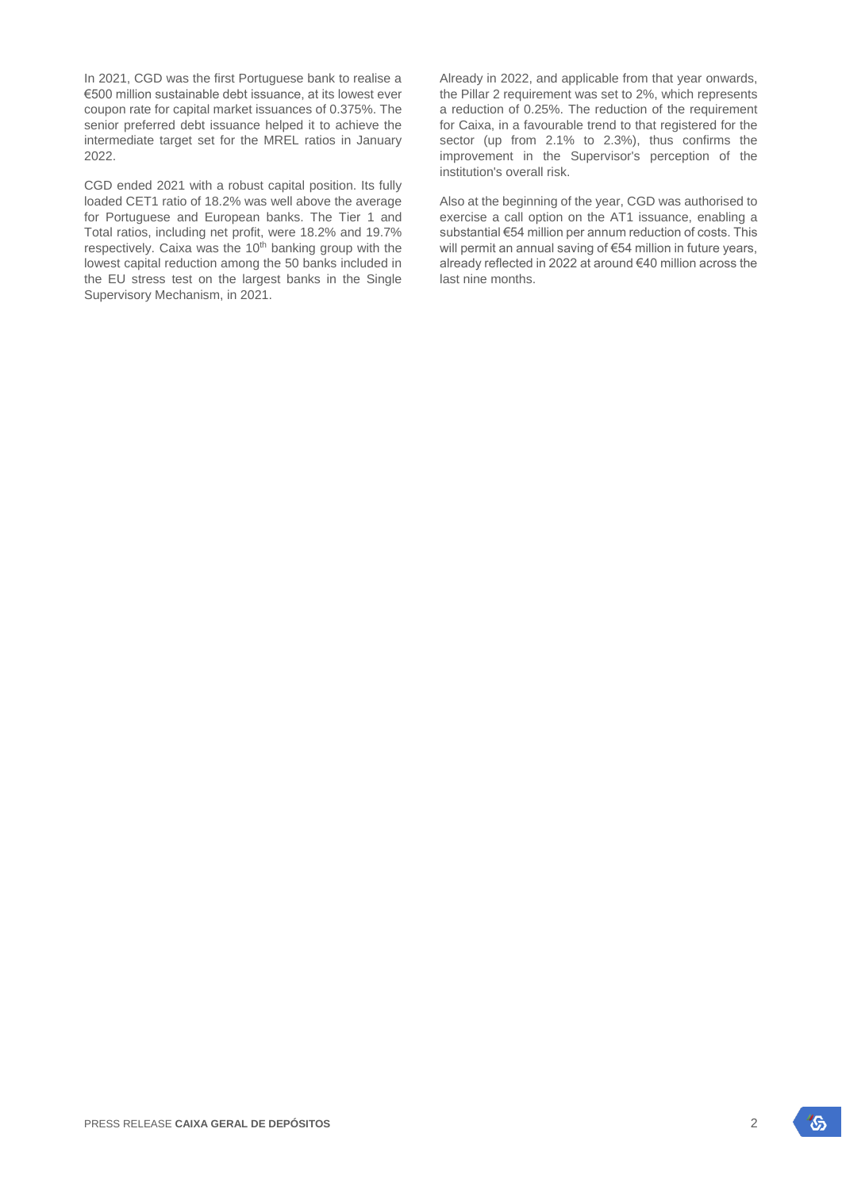In 2021, CGD was the first Portuguese bank to realise a €500 million sustainable debt issuance, at its lowest ever coupon rate for capital market issuances of 0.375%. The senior preferred debt issuance helped it to achieve the intermediate target set for the MREL ratios in January 2022.

CGD ended 2021 with a robust capital position. Its fully loaded CET1 ratio of 18.2% was well above the average for Portuguese and European banks. The Tier 1 and Total ratios, including net profit, were 18.2% and 19.7% respectively. Caixa was the 10th banking group with the lowest capital reduction among the 50 banks included in the EU stress test on the largest banks in the Single Supervisory Mechanism, in 2021.

Already in 2022, and applicable from that year onwards, the Pillar 2 requirement was set to 2%, which represents a reduction of 0.25%. The reduction of the requirement for Caixa, in a favourable trend to that registered for the sector (up from 2.1% to 2.3%), thus confirms the improvement in the Supervisor's perception of the institution's overall risk.

Also at the beginning of the year, CGD was authorised to exercise a call option on the AT1 issuance, enabling a substantial €54 million per annum reduction of costs. This will permit an annual saving of €54 million in future years, already reflected in 2022 at around €40 million across the last nine months.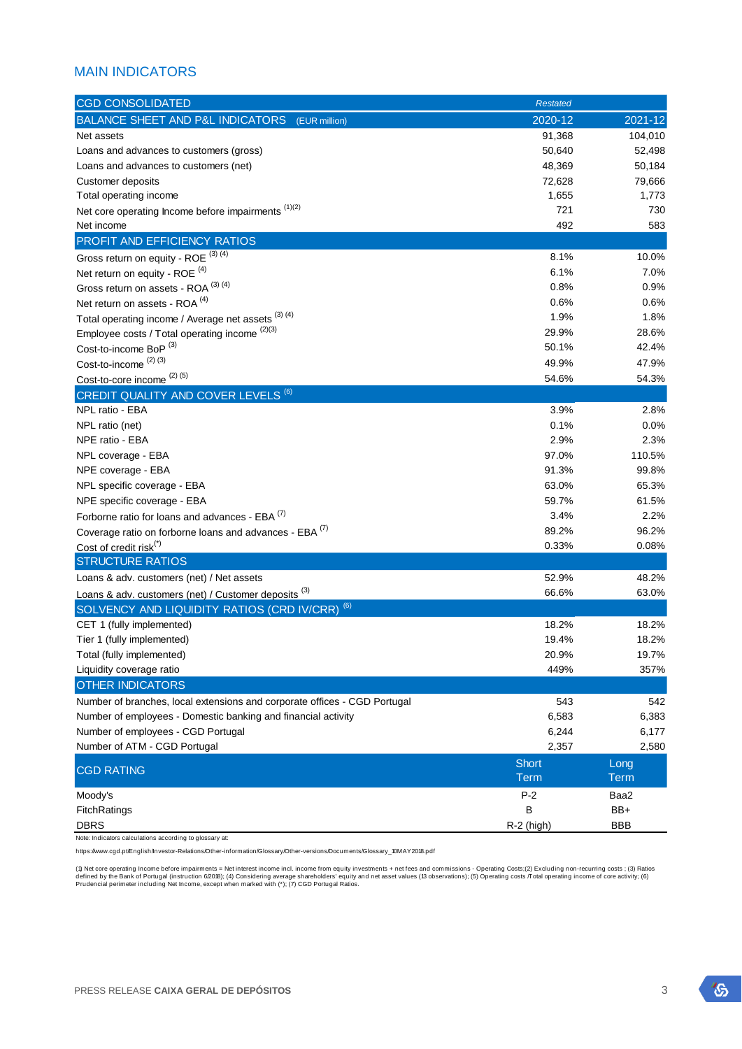## MAIN INDICATORS

| CGD CONSOLIDATED | *Restated* | |
|---|---|---|
| **BALANCE SHEET AND P&L INDICATORS** (EUR million) | **2020-12** | **2021-12** |
| Net assets | 91,368 | 104,010 |
| Loans and advances to customers (gross) | 50,640 | 52,498 |
| Loans and advances to customers (net) | 48,369 | 50,184 |
| Customer deposits | 72,628 | 79,666 |
| Total operating income | 1,655 | 1,773 |
| Net core operating Income before impairments [(1)(2)] | 721 | 730 |
| Net income | 492 | 583 |
| **PROFIT AND EFFICIENCY RATIOS** | | |
| Gross return on equity - ROE [(3) (4)] | 8.1% | 10.0% |
| Net return on equity - ROE [(4)] | 6.1% | 7.0% |
| Gross return on assets - ROA [(3) (4)] | 0.8% | 0.9% |
| Net return on assets - ROA [(4)] | 0.6% | 0.6% |
| Total operating income / Average net assets [(3) (4)] | 1.9% | 1.8% |
| Employee costs / Total operating income [(2)(3)] | 29.9% | 28.6% |
| Cost-to-income BoP [(3)] | 50.1% | 42.4% |
| Cost-to-income [(2) (3)] | 49.9% | 47.9% |
| Cost-to-core income [(2) (5)] | 54.6% | 54.3% |
| **CREDIT QUALITY AND COVER LEVELS** [(6)] | | |
| NPL ratio - EBA | 3.9% | 2.8% |
| NPL ratio (net) | 0.1% | 0.0% |
| NPE ratio - EBA | 2.9% | 2.3% |
| NPL coverage - EBA | 97.0% | 110.5% |
| NPE coverage - EBA | 91.3% | 99.8% |
| NPL specific coverage - EBA | 63.0% | 65.3% |
| NPE specific coverage - EBA | 59.7% | 61.5% |
| Forborne ratio for loans and advances - EBA [(7)] | 3.4% | 2.2% |
| Coverage ratio on forborne loans and advances - EBA [(7)] | 89.2% | 96.2% |
| Cost of credit risk[(*)] | 0.33% | 0.08% |
| **STRUCTURE RATIOS** | | |
| Loans & adv. customers (net) / Net assets | 52.9% | 48.2% |
| Loans & adv. customers (net) / Customer deposits [(3)] | 66.6% | 63.0% |
| **SOLVENCY AND LIQUIDITY RATIOS (CRD IV/CRR)** [(6)] | | |
| CET 1 (fully implemented) | 18.2% | 18.2% |
| Tier 1 (fully implemented) | 19.4% | 18.2% |
| Total (fully implemented) | 20.9% | 19.7% |
| Liquidity coverage ratio | 449% | 357% |
| **OTHER INDICATORS** | | |
| Number of branches, local extensions and corporate offices - CGD Portugal | 543 | 542 |
| Number of employees - Domestic banking and financial activity | 6,583 | 6,383 |
| Number of employees - CGD Portugal | 6,244 | 6,177 |
| Number of ATM - CGD Portugal | 2,357 | 2,580 |
| **CGD RATING** | **Short Term** | **Long Term** |
| Moody's | P-2 | Baa2 |
| FitchRatings | B | BB+ |
| DBRS | R-2 (high) | BBB |

Note: Indicators calculations according to glossary at:

https://www.cgd.pt/English/Investor-Relations/Other-information/Glossary/Other-versions/Documents/Glossary_10MAY2018.pdf

(1) Net core operating Income before impairments = Net interest income incl. income from equity investments + net fees and commissions - Operating Costs;(2) Excluding non-recurring costs ; (3) Ratios defined by the Bank of Portugal (instruction 6/2018); (4) Considering average shareholders' equity and net asset values (13 observations); (5) Operating costs /Total operating income of core activity; (6) Prudencial perimeter including Net Income, except when marked with (*); (7) CGD Portugal Ratios.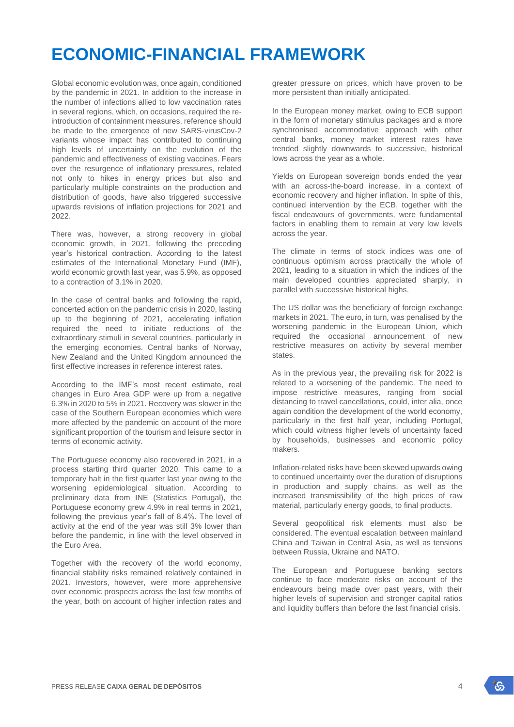# ECONOMIC-FINANCIAL FRAMEWORK

Global economic evolution was, once again, conditioned by the pandemic in 2021. In addition to the increase in the number of infections allied to low vaccination rates in several regions, which, on occasions, required the re-introduction of containment measures, reference should be made to the emergence of new SARS-virusCov-2 variants whose impact has contributed to continuing high levels of uncertainty on the evolution of the pandemic and effectiveness of existing vaccines. Fears over the resurgence of inflationary pressures, related not only to hikes in energy prices but also and particularly multiple constraints on the production and distribution of goods, have also triggered successive upwards revisions of inflation projections for 2021 and 2022.

There was, however, a strong recovery in global economic growth, in 2021, following the preceding year's historical contraction. According to the latest estimates of the International Monetary Fund (IMF), world economic growth last year, was 5.9%, as opposed to a contraction of 3.1% in 2020.

In the case of central banks and following the rapid, concerted action on the pandemic crisis in 2020, lasting up to the beginning of 2021, accelerating inflation required the need to initiate reductions of the extraordinary stimuli in several countries, particularly in the emerging economies. Central banks of Norway, New Zealand and the United Kingdom announced the first effective increases in reference interest rates.

According to the IMF's most recent estimate, real changes in Euro Area GDP were up from a negative 6.3% in 2020 to 5% in 2021. Recovery was slower in the case of the Southern European economies which were more affected by the pandemic on account of the more significant proportion of the tourism and leisure sector in terms of economic activity.

The Portuguese economy also recovered in 2021, in a process starting third quarter 2020. This came to a temporary halt in the first quarter last year owing to the worsening epidemiological situation. According to preliminary data from INE (Statistics Portugal), the Portuguese economy grew 4.9% in real terms in 2021, following the previous year's fall of 8.4%. The level of activity at the end of the year was still 3% lower than before the pandemic, in line with the level observed in the Euro Area.

Together with the recovery of the world economy, financial stability risks remained relatively contained in 2021. Investors, however, were more apprehensive over economic prospects across the last few months of the year, both on account of higher infection rates and greater pressure on prices, which have proven to be more persistent than initially anticipated.

In the European money market, owing to ECB support in the form of monetary stimulus packages and a more synchronised accommodative approach with other central banks, money market interest rates have trended slightly downwards to successive, historical lows across the year as a whole.

Yields on European sovereign bonds ended the year with an across-the-board increase, in a context of economic recovery and higher inflation. In spite of this, continued intervention by the ECB, together with the fiscal endeavours of governments, were fundamental factors in enabling them to remain at very low levels across the year.

The climate in terms of stock indices was one of continuous optimism across practically the whole of 2021, leading to a situation in which the indices of the main developed countries appreciated sharply, in parallel with successive historical highs.

The US dollar was the beneficiary of foreign exchange markets in 2021. The euro, in turn, was penalised by the worsening pandemic in the European Union, which required the occasional announcement of new restrictive measures on activity by several member states.

As in the previous year, the prevailing risk for 2022 is related to a worsening of the pandemic. The need to impose restrictive measures, ranging from social distancing to travel cancellations, could, inter alia, once again condition the development of the world economy, particularly in the first half year, including Portugal, which could witness higher levels of uncertainty faced by households, businesses and economic policy makers.

Inflation-related risks have been skewed upwards owing to continued uncertainty over the duration of disruptions in production and supply chains, as well as the increased transmissibility of the high prices of raw material, particularly energy goods, to final products.

Several geopolitical risk elements must also be considered. The eventual escalation between mainland China and Taiwan in Central Asia, as well as tensions between Russia, Ukraine and NATO.

The European and Portuguese banking sectors continue to face moderate risks on account of the endeavours being made over past years, with their higher levels of supervision and stronger capital ratios and liquidity buffers than before the last financial crisis.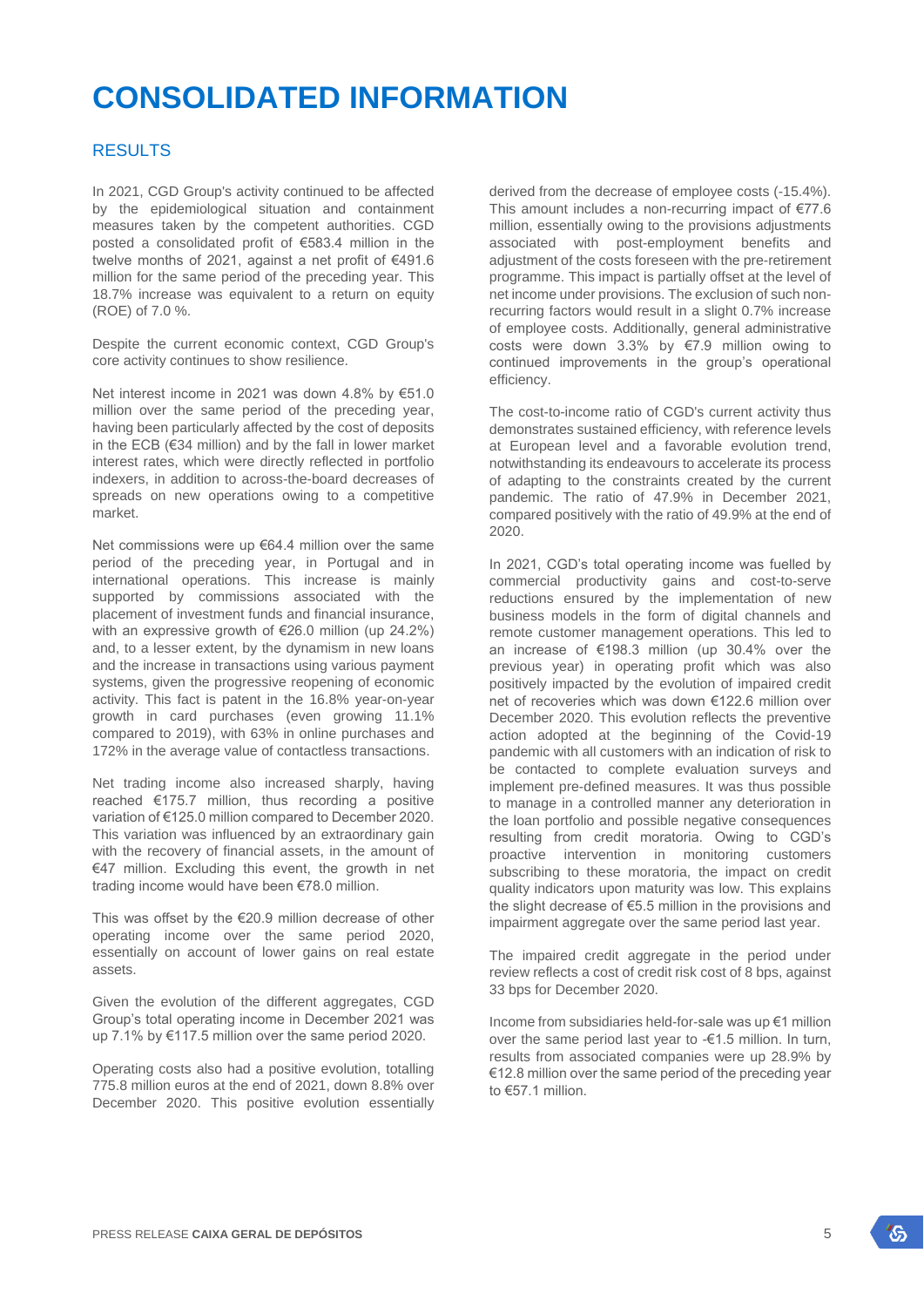# CONSOLIDATED INFORMATION

## RESULTS

In 2021, CGD Group's activity continued to be affected by the epidemiological situation and containment measures taken by the competent authorities. CGD posted a consolidated profit of €583.4 million in the twelve months of 2021, against a net profit of €491.6 million for the same period of the preceding year. This 18.7% increase was equivalent to a return on equity (ROE) of 7.0 %.

Despite the current economic context, CGD Group's core activity continues to show resilience.

Net interest income in 2021 was down 4.8% by €51.0 million over the same period of the preceding year, having been particularly affected by the cost of deposits in the ECB (€34 million) and by the fall in lower market interest rates, which were directly reflected in portfolio indexers, in addition to across-the-board decreases of spreads on new operations owing to a competitive market.

Net commissions were up €64.4 million over the same period of the preceding year, in Portugal and in international operations. This increase is mainly supported by commissions associated with the placement of investment funds and financial insurance, with an expressive growth of €26.0 million (up 24.2%) and, to a lesser extent, by the dynamism in new loans and the increase in transactions using various payment systems, given the progressive reopening of economic activity. This fact is patent in the 16.8% year-on-year growth in card purchases (even growing 11.1% compared to 2019), with 63% in online purchases and 172% in the average value of contactless transactions.

Net trading income also increased sharply, having reached €175.7 million, thus recording a positive variation of €125.0 million compared to December 2020. This variation was influenced by an extraordinary gain with the recovery of financial assets, in the amount of €47 million. Excluding this event, the growth in net trading income would have been €78.0 million.

This was offset by the €20.9 million decrease of other operating income over the same period 2020, essentially on account of lower gains on real estate assets.

Given the evolution of the different aggregates, CGD Group's total operating income in December 2021 was up 7.1% by €117.5 million over the same period 2020.

Operating costs also had a positive evolution, totalling 775.8 million euros at the end of 2021, down 8.8% over December 2020. This positive evolution essentially derived from the decrease of employee costs (-15.4%). This amount includes a non-recurring impact of €77.6 million, essentially owing to the provisions adjustments associated with post-employment benefits and adjustment of the costs foreseen with the pre-retirement programme. This impact is partially offset at the level of net income under provisions. The exclusion of such non-recurring factors would result in a slight 0.7% increase of employee costs. Additionally, general administrative costs were down 3.3% by €7.9 million owing to continued improvements in the group's operational efficiency.

The cost-to-income ratio of CGD's current activity thus demonstrates sustained efficiency, with reference levels at European level and a favorable evolution trend, notwithstanding its endeavours to accelerate its process of adapting to the constraints created by the current pandemic. The ratio of 47.9% in December 2021, compared positively with the ratio of 49.9% at the end of 2020.

In 2021, CGD's total operating income was fuelled by commercial productivity gains and cost-to-serve reductions ensured by the implementation of new business models in the form of digital channels and remote customer management operations. This led to an increase of €198.3 million (up 30.4% over the previous year) in operating profit which was also positively impacted by the evolution of impaired credit net of recoveries which was down €122.6 million over December 2020. This evolution reflects the preventive action adopted at the beginning of the Covid-19 pandemic with all customers with an indication of risk to be contacted to complete evaluation surveys and implement pre-defined measures. It was thus possible to manage in a controlled manner any deterioration in the loan portfolio and possible negative consequences resulting from credit moratoria. Owing to CGD's proactive intervention in monitoring customers subscribing to these moratoria, the impact on credit quality indicators upon maturity was low. This explains the slight decrease of €5.5 million in the provisions and impairment aggregate over the same period last year.

The impaired credit aggregate in the period under review reflects a cost of credit risk cost of 8 bps, against 33 bps for December 2020.

Income from subsidiaries held-for-sale was up €1 million over the same period last year to -€1.5 million. In turn, results from associated companies were up 28.9% by €12.8 million over the same period of the preceding year to €57.1 million.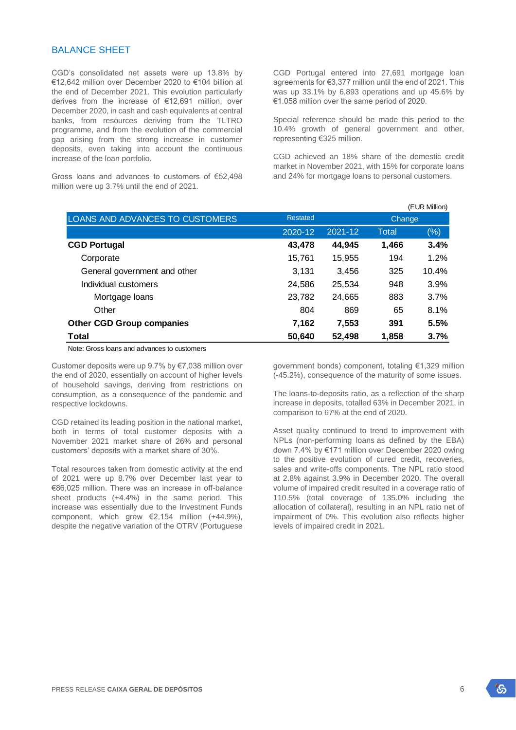## BALANCE SHEET

CGD's consolidated net assets were up 13.8% by €12,642 million over December 2020 to €104 billion at the end of December 2021. This evolution particularly derives from the increase of €12,691 million, over December 2020, in cash and cash equivalents at central banks, from resources deriving from the TLTRO programme, and from the evolution of the commercial gap arising from the strong increase in customer deposits, even taking into account the continuous increase of the loan portfolio.

Gross loans and advances to customers of €52,498 million were up 3.7% until the end of 2021.

CGD Portugal entered into 27,691 mortgage loan agreements for €3,377 million until the end of 2021. This was up 33.1% by 6,893 operations and up 45.6% by €1.058 million over the same period of 2020.

Special reference should be made this period to the 10.4% growth of general government and other, representing €325 million.

CGD achieved an 18% share of the domestic credit market in November 2021, with 15% for corporate loans and 24% for mortgage loans to personal customers.

(EUR Million)

| LOANS AND ADVANCES TO CUSTOMERS | Restated 2020-12 | 2021-12 | Change Total | Change (%) |
|---|---|---|---|---|
| **CGD Portugal** | **43,478** | **44,945** | **1,466** | **3.4%** |
| Corporate | 15,761 | 15,955 | 194 | 1.2% |
| General government and other | 3,131 | 3,456 | 325 | 10.4% |
| Individual customers | 24,586 | 25,534 | 948 | 3.9% |
| Mortgage loans | 23,782 | 24,665 | 883 | 3.7% |
| Other | 804 | 869 | 65 | 8.1% |
| **Other CGD Group companies** | **7,162** | **7,553** | **391** | **5.5%** |
| **Total** | **50,640** | **52,498** | **1,858** | **3.7%** |

Note: Gross loans and advances to customers

Customer deposits were up 9.7% by €7,038 million over the end of 2020, essentially on account of higher levels of household savings, deriving from restrictions on consumption, as a consequence of the pandemic and respective lockdowns.

CGD retained its leading position in the national market, both in terms of total customer deposits with a November 2021 market share of 26% and personal customers' deposits with a market share of 30%.

Total resources taken from domestic activity at the end of 2021 were up 8.7% over December last year to €86,025 million. There was an increase in off-balance sheet products (+4.4%) in the same period. This increase was essentially due to the Investment Funds component, which grew €2,154 million (+44.9%), despite the negative variation of the OTRV (Portuguese government bonds) component, totaling €1,329 million (-45.2%), consequence of the maturity of some issues.

The loans-to-deposits ratio, as a reflection of the sharp increase in deposits, totalled 63% in December 2021, in comparison to 67% at the end of 2020.

Asset quality continued to trend to improvement with NPLs (non-performing loans as defined by the EBA) down 7.4% by €171 million over December 2020 owing to the positive evolution of cured credit, recoveries, sales and write-offs components. The NPL ratio stood at 2.8% against 3.9% in December 2020. The overall volume of impaired credit resulted in a coverage ratio of 110.5% (total coverage of 135.0% including the allocation of collateral), resulting in an NPL ratio net of impairment of 0%. This evolution also reflects higher levels of impaired credit in 2021.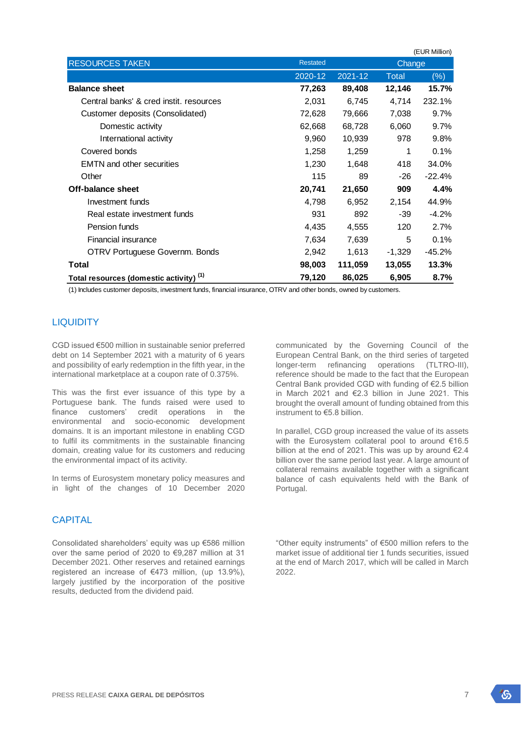(EUR Million)

| RESOURCES TAKEN | Restated | | Change | |
|---|---|---|---|---|
| | 2020-12 | 2021-12 | Total | (%) |
| **Balance sheet** | **77,263** | **89,408** | **12,146** | **15.7%** |
| Central banks' & cred instit. resources | 2,031 | 6,745 | 4,714 | 232.1% |
| Customer deposits (Consolidated) | 72,628 | 79,666 | 7,038 | 9.7% |
| Domestic activity | 62,668 | 68,728 | 6,060 | 9.7% |
| International activity | 9,960 | 10,939 | 978 | 9.8% |
| Covered bonds | 1,258 | 1,259 | 1 | 0.1% |
| EMTN and other securities | 1,230 | 1,648 | 418 | 34.0% |
| Other | 115 | 89 | -26 | -22.4% |
| **Off-balance sheet** | **20,741** | **21,650** | **909** | **4.4%** |
| Investment funds | 4,798 | 6,952 | 2,154 | 44.9% |
| Real estate investment funds | 931 | 892 | -39 | -4.2% |
| Pension funds | 4,435 | 4,555 | 120 | 2.7% |
| Financial insurance | 7,634 | 7,639 | 5 | 0.1% |
| OTRV Portuguese Governm. Bonds | 2,942 | 1,613 | -1,329 | -45.2% |
| **Total** | **98,003** | **111,059** | **13,055** | **13.3%** |
| **Total resources (domestic activity) (1)** | **79,120** | **86,025** | **6,905** | **8.7%** |

(1) Includes customer deposits, investment funds, financial insurance, OTRV and other bonds, owned by customers.

## LIQUIDITY

CGD issued €500 million in sustainable senior preferred debt on 14 September 2021 with a maturity of 6 years and possibility of early redemption in the fifth year, in the international marketplace at a coupon rate of 0.375%.

This was the first ever issuance of this type by a Portuguese bank. The funds raised were used to finance customers' credit operations in the environmental and socio-economic development domains. It is an important milestone in enabling CGD to fulfil its commitments in the sustainable financing domain, creating value for its customers and reducing the environmental impact of its activity.

In terms of Eurosystem monetary policy measures and in light of the changes of 10 December 2020 communicated by the Governing Council of the European Central Bank, on the third series of targeted longer-term refinancing operations (TLTRO-III), reference should be made to the fact that the European Central Bank provided CGD with funding of €2.5 billion in March 2021 and €2.3 billion in June 2021. This brought the overall amount of funding obtained from this instrument to €5.8 billion.

In parallel, CGD group increased the value of its assets with the Eurosystem collateral pool to around €16.5 billion at the end of 2021. This was up by around €2.4 billion over the same period last year. A large amount of collateral remains available together with a significant balance of cash equivalents held with the Bank of Portugal.

## CAPITAL

Consolidated shareholders' equity was up €586 million over the same period of 2020 to €9,287 million at 31 December 2021. Other reserves and retained earnings registered an increase of €473 million, (up 13.9%), largely justified by the incorporation of the positive results, deducted from the dividend paid.

"Other equity instruments" of €500 million refers to the market issue of additional tier 1 funds securities, issued at the end of March 2017, which will be called in March 2022.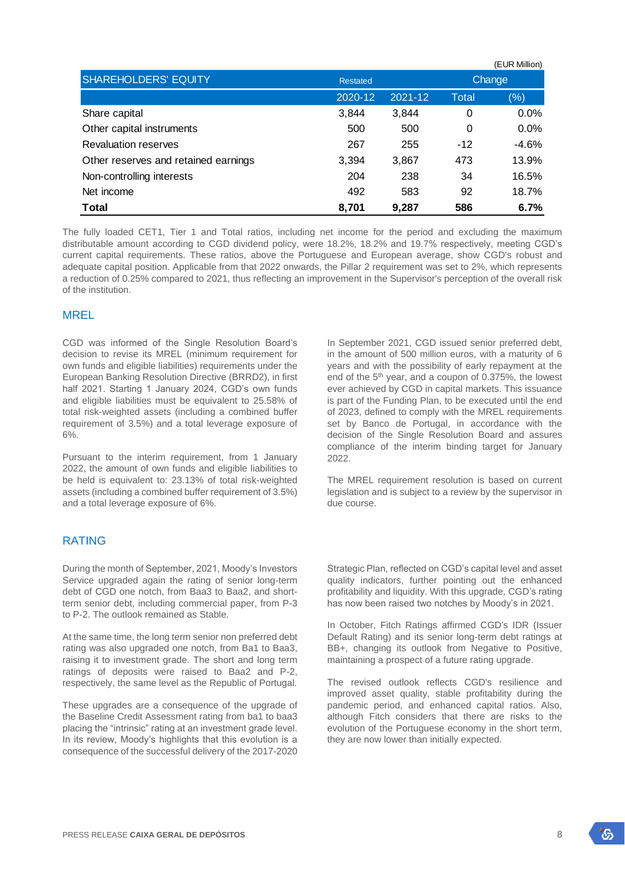(EUR Million)

| SHAREHOLDERS' EQUITY | Restated | | Change | |
|---|---|---|---|---|
| | 2020-12 | 2021-12 | Total | (%) |
| Share capital | 3,844 | 3,844 | 0 | 0.0% |
| Other capital instruments | 500 | 500 | 0 | 0.0% |
| Revaluation reserves | 267 | 255 | -12 | -4.6% |
| Other reserves and retained earnings | 3,394 | 3,867 | 473 | 13.9% |
| Non-controlling interests | 204 | 238 | 34 | 16.5% |
| Net income | 492 | 583 | 92 | 18.7% |
| **Total** | **8,701** | **9,287** | **586** | **6.7%** |

The fully loaded CET1, Tier 1 and Total ratios, including net income for the period and excluding the maximum distributable amount according to CGD dividend policy, were 18.2%, 18.2% and 19.7% respectively, meeting CGD's current capital requirements. These ratios, above the Portuguese and European average, show CGD's robust and adequate capital position. Applicable from that 2022 onwards, the Pillar 2 requirement was set to 2%, which represents a reduction of 0.25% compared to 2021, thus reflecting an improvement in the Supervisor's perception of the overall risk of the institution.

## MREL

CGD was informed of the Single Resolution Board's decision to revise its MREL (minimum requirement for own funds and eligible liabilities) requirements under the European Banking Resolution Directive (BRRD2), in first half 2021. Starting 1 January 2024, CGD's own funds and eligible liabilities must be equivalent to 25.58% of total risk-weighted assets (including a combined buffer requirement of 3.5%) and a total leverage exposure of 6%.

Pursuant to the interim requirement, from 1 January 2022, the amount of own funds and eligible liabilities to be held is equivalent to: 23.13% of total risk-weighted assets (including a combined buffer requirement of 3.5%) and a total leverage exposure of 6%.

In September 2021, CGD issued senior preferred debt, in the amount of 500 million euros, with a maturity of 6 years and with the possibility of early repayment at the end of the 5th year, and a coupon of 0.375%, the lowest ever achieved by CGD in capital markets. This issuance is part of the Funding Plan, to be executed until the end of 2023, defined to comply with the MREL requirements set by Banco de Portugal, in accordance with the decision of the Single Resolution Board and assures compliance of the interim binding target for January 2022.

The MREL requirement resolution is based on current legislation and is subject to a review by the supervisor in due course.

## RATING

During the month of September, 2021, Moody's Investors Service upgraded again the rating of senior long-term debt of CGD one notch, from Baa3 to Baa2, and short-term senior debt, including commercial paper, from P-3 to P-2. The outlook remained as Stable.

At the same time, the long term senior non preferred debt rating was also upgraded one notch, from Ba1 to Baa3, raising it to investment grade. The short and long term ratings of deposits were raised to Baa2 and P-2, respectively, the same level as the Republic of Portugal.

These upgrades are a consequence of the upgrade of the Baseline Credit Assessment rating from ba1 to baa3 placing the "intrinsic" rating at an investment grade level. In its review, Moody's highlights that this evolution is a consequence of the successful delivery of the 2017-2020 Strategic Plan, reflected on CGD's capital level and asset quality indicators, further pointing out the enhanced profitability and liquidity. With this upgrade, CGD's rating has now been raised two notches by Moody's in 2021.

In October, Fitch Ratings affirmed CGD's IDR (Issuer Default Rating) and its senior long-term debt ratings at BB+, changing its outlook from Negative to Positive, maintaining a prospect of a future rating upgrade.

The revised outlook reflects CGD's resilience and improved asset quality, stable profitability during the pandemic period, and enhanced capital ratios. Also, although Fitch considers that there are risks to the evolution of the Portuguese economy in the short term, they are now lower than initially expected.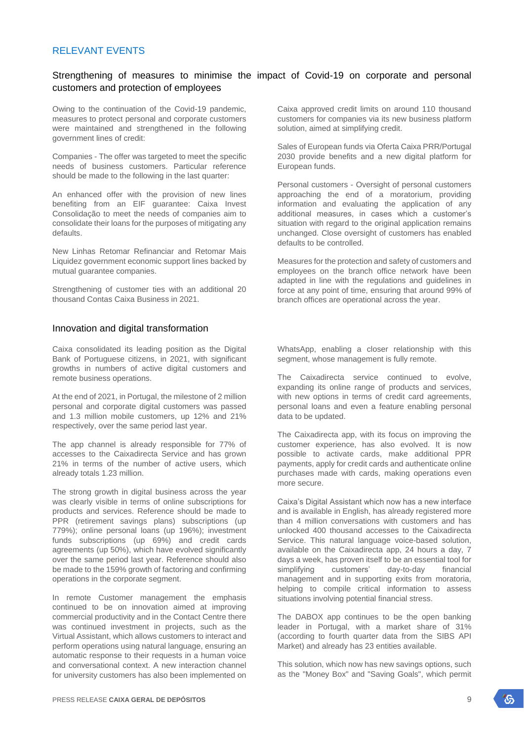## RELEVANT EVENTS

### Strengthening of measures to minimise the impact of Covid-19 on corporate and personal customers and protection of employees

Owing to the continuation of the Covid-19 pandemic, measures to protect personal and corporate customers were maintained and strengthened in the following government lines of credit:

Companies - The offer was targeted to meet the specific needs of business customers. Particular reference should be made to the following in the last quarter:

An enhanced offer with the provision of new lines benefiting from an EIF guarantee: Caixa Invest Consolidação to meet the needs of companies aim to consolidate their loans for the purposes of mitigating any defaults.

New Linhas Retomar Refinanciar and Retomar Mais Liquidez government economic support lines backed by mutual guarantee companies.

Strengthening of customer ties with an additional 20 thousand Contas Caixa Business in 2021.

Caixa approved credit limits on around 110 thousand customers for companies via its new business platform solution, aimed at simplifying credit.

Sales of European funds via Oferta Caixa PRR/Portugal 2030 provide benefits and a new digital platform for European funds.

Personal customers - Oversight of personal customers approaching the end of a moratorium, providing information and evaluating the application of any additional measures, in cases which a customer's situation with regard to the original application remains unchanged. Close oversight of customers has enabled defaults to be controlled.

Measures for the protection and safety of customers and employees on the branch office network have been adapted in line with the regulations and guidelines in force at any point of time, ensuring that around 99% of branch offices are operational across the year.

### Innovation and digital transformation

Caixa consolidated its leading position as the Digital Bank of Portuguese citizens, in 2021, with significant growths in numbers of active digital customers and remote business operations.

At the end of 2021, in Portugal, the milestone of 2 million personal and corporate digital customers was passed and 1.3 million mobile customers, up 12% and 21% respectively, over the same period last year.

The app channel is already responsible for 77% of accesses to the Caixadirecta Service and has grown 21% in terms of the number of active users, which already totals 1.23 million.

The strong growth in digital business across the year was clearly visible in terms of online subscriptions for products and services. Reference should be made to PPR (retirement savings plans) subscriptions (up 779%); online personal loans (up 196%); investment funds subscriptions (up 69%) and credit cards agreements (up 50%), which have evolved significantly over the same period last year. Reference should also be made to the 159% growth of factoring and confirming operations in the corporate segment.

In remote Customer management the emphasis continued to be on innovation aimed at improving commercial productivity and in the Contact Centre there was continued investment in projects, such as the Virtual Assistant, which allows customers to interact and perform operations using natural language, ensuring an automatic response to their requests in a human voice and conversational context. A new interaction channel for university customers has also been implemented on WhatsApp, enabling a closer relationship with this segment, whose management is fully remote.

The Caixadirecta service continued to evolve, expanding its online range of products and services, with new options in terms of credit card agreements, personal loans and even a feature enabling personal data to be updated.

The Caixadirecta app, with its focus on improving the customer experience, has also evolved. It is now possible to activate cards, make additional PPR payments, apply for credit cards and authenticate online purchases made with cards, making operations even more secure.

Caixa's Digital Assistant which now has a new interface and is available in English, has already registered more than 4 million conversations with customers and has unlocked 400 thousand accesses to the Caixadirecta Service. This natural language voice-based solution, available on the Caixadirecta app, 24 hours a day, 7 days a week, has proven itself to be an essential tool for simplifying customers' day-to-day financial management and in supporting exits from moratoria, helping to compile critical information to assess situations involving potential financial stress.

The DABOX app continues to be the open banking leader in Portugal, with a market share of 31% (according to fourth quarter data from the SIBS API Market) and already has 23 entities available.

This solution, which now has new savings options, such as the "Money Box" and "Saving Goals", which permit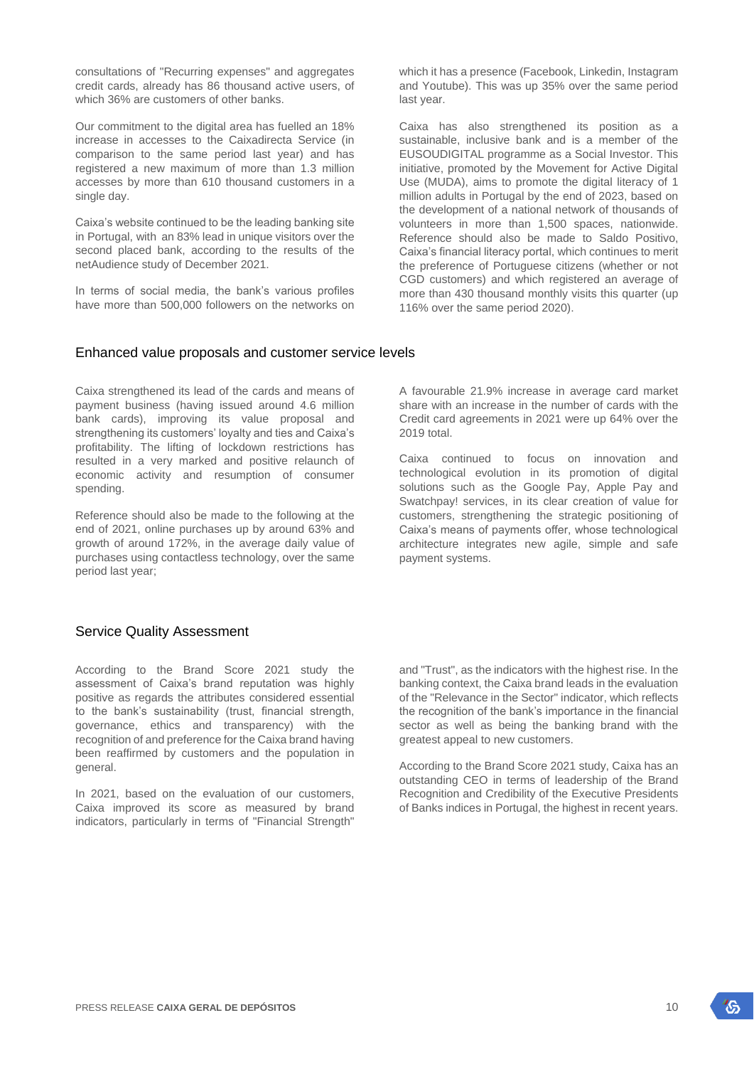consultations of "Recurring expenses" and aggregates credit cards, already has 86 thousand active users, of which 36% are customers of other banks.

Our commitment to the digital area has fuelled an 18% increase in accesses to the Caixadirecta Service (in comparison to the same period last year) and has registered a new maximum of more than 1.3 million accesses by more than 610 thousand customers in a single day.

Caixa's website continued to be the leading banking site in Portugal, with an 83% lead in unique visitors over the second placed bank, according to the results of the netAudience study of December 2021.

In terms of social media, the bank's various profiles have more than 500,000 followers on the networks on which it has a presence (Facebook, Linkedin, Instagram and Youtube). This was up 35% over the same period last year.

Caixa has also strengthened its position as a sustainable, inclusive bank and is a member of the EUSOUDIGITAL programme as a Social Investor. This initiative, promoted by the Movement for Active Digital Use (MUDA), aims to promote the digital literacy of 1 million adults in Portugal by the end of 2023, based on the development of a national network of thousands of volunteers in more than 1,500 spaces, nationwide. Reference should also be made to Saldo Positivo, Caixa's financial literacy portal, which continues to merit the preference of Portuguese citizens (whether or not CGD customers) and which registered an average of more than 430 thousand monthly visits this quarter (up 116% over the same period 2020).

## Enhanced value proposals and customer service levels

Caixa strengthened its lead of the cards and means of payment business (having issued around 4.6 million bank cards), improving its value proposal and strengthening its customers' loyalty and ties and Caixa's profitability. The lifting of lockdown restrictions has resulted in a very marked and positive relaunch of economic activity and resumption of consumer spending.

Reference should also be made to the following at the end of 2021, online purchases up by around 63% and growth of around 172%, in the average daily value of purchases using contactless technology, over the same period last year;

A favourable 21.9% increase in average card market share with an increase in the number of cards with the Credit card agreements in 2021 were up 64% over the 2019 total.

Caixa continued to focus on innovation and technological evolution in its promotion of digital solutions such as the Google Pay, Apple Pay and Swatchpay! services, in its clear creation of value for customers, strengthening the strategic positioning of Caixa's means of payments offer, whose technological architecture integrates new agile, simple and safe payment systems.

## Service Quality Assessment

According to the Brand Score 2021 study the assessment of Caixa's brand reputation was highly positive as regards the attributes considered essential to the bank's sustainability (trust, financial strength, governance, ethics and transparency) with the recognition of and preference for the Caixa brand having been reaffirmed by customers and the population in general.

In 2021, based on the evaluation of our customers, Caixa improved its score as measured by brand indicators, particularly in terms of "Financial Strength" and "Trust", as the indicators with the highest rise. In the banking context, the Caixa brand leads in the evaluation of the "Relevance in the Sector" indicator, which reflects the recognition of the bank's importance in the financial sector as well as being the banking brand with the greatest appeal to new customers.

According to the Brand Score 2021 study, Caixa has an outstanding CEO in terms of leadership of the Brand Recognition and Credibility of the Executive Presidents of Banks indices in Portugal, the highest in recent years.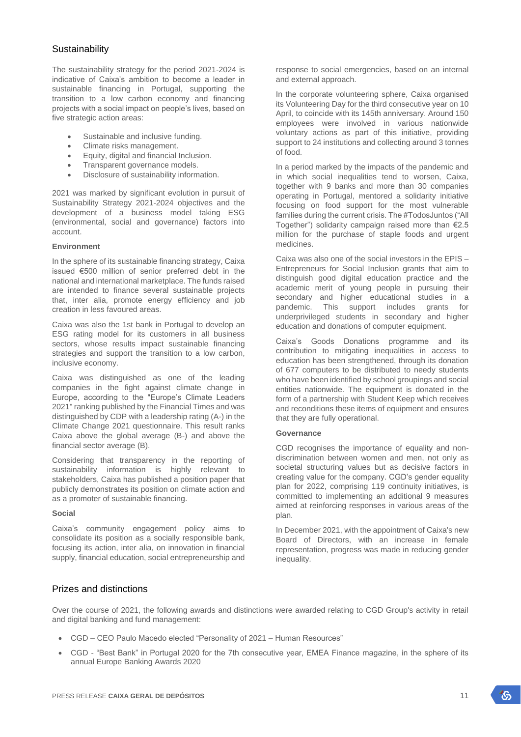## Sustainability

The sustainability strategy for the period 2021-2024 is indicative of Caixa's ambition to become a leader in sustainable financing in Portugal, supporting the transition to a low carbon economy and financing projects with a social impact on people's lives, based on five strategic action areas:

- Sustainable and inclusive funding.
- Climate risks management.
- Equity, digital and financial Inclusion.
- Transparent governance models.
- Disclosure of sustainability information.

2021 was marked by significant evolution in pursuit of Sustainability Strategy 2021-2024 objectives and the development of a business model taking ESG (environmental, social and governance) factors into account.

### Environment

In the sphere of its sustainable financing strategy, Caixa issued €500 million of senior preferred debt in the national and international marketplace. The funds raised are intended to finance several sustainable projects that, inter alia, promote energy efficiency and job creation in less favoured areas.

Caixa was also the 1st bank in Portugal to develop an ESG rating model for its customers in all business sectors, whose results impact sustainable financing strategies and support the transition to a low carbon, inclusive economy.

Caixa was distinguished as one of the leading companies in the fight against climate change in Europe, according to the "Europe's Climate Leaders 2021" ranking published by the Financial Times and was distinguished by CDP with a leadership rating (A-) in the Climate Change 2021 questionnaire. This result ranks Caixa above the global average (B-) and above the financial sector average (B).

Considering that transparency in the reporting of sustainability information is highly relevant to stakeholders, Caixa has published a position paper that publicly demonstrates its position on climate action and as a promoter of sustainable financing.

### Social

Caixa's community engagement policy aims to consolidate its position as a socially responsible bank, focusing its action, inter alia, on innovation in financial supply, financial education, social entrepreneurship and response to social emergencies, based on an internal and external approach.

In the corporate volunteering sphere, Caixa organised its Volunteering Day for the third consecutive year on 10 April, to coincide with its 145th anniversary. Around 150 employees were involved in various nationwide voluntary actions as part of this initiative, providing support to 24 institutions and collecting around 3 tonnes of food.

In a period marked by the impacts of the pandemic and in which social inequalities tend to worsen, Caixa, together with 9 banks and more than 30 companies operating in Portugal, mentored a solidarity initiative focusing on food support for the most vulnerable families during the current crisis. The #TodosJuntos ("All Together") solidarity campaign raised more than €2.5 million for the purchase of staple foods and urgent medicines.

Caixa was also one of the social investors in the EPIS – Entrepreneurs for Social Inclusion grants that aim to distinguish good digital education practice and the academic merit of young people in pursuing their secondary and higher educational studies in a pandemic. This support includes grants for underprivileged students in secondary and higher education and donations of computer equipment.

Caixa's Goods Donations programme and its contribution to mitigating inequalities in access to education has been strengthened, through its donation of 677 computers to be distributed to needy students who have been identified by school groupings and social entities nationwide. The equipment is donated in the form of a partnership with Student Keep which receives and reconditions these items of equipment and ensures that they are fully operational.

### Governance

CGD recognises the importance of equality and non-discrimination between women and men, not only as societal structuring values but as decisive factors in creating value for the company. CGD's gender equality plan for 2022, comprising 119 continuity initiatives, is committed to implementing an additional 9 measures aimed at reinforcing responses in various areas of the plan.

In December 2021, with the appointment of Caixa's new Board of Directors, with an increase in female representation, progress was made in reducing gender inequality.

## Prizes and distinctions

Over the course of 2021, the following awards and distinctions were awarded relating to CGD Group's activity in retail and digital banking and fund management:

- CGD – CEO Paulo Macedo elected "Personality of 2021 – Human Resources"
- CGD - "Best Bank" in Portugal 2020 for the 7th consecutive year, EMEA Finance magazine, in the sphere of its annual Europe Banking Awards 2020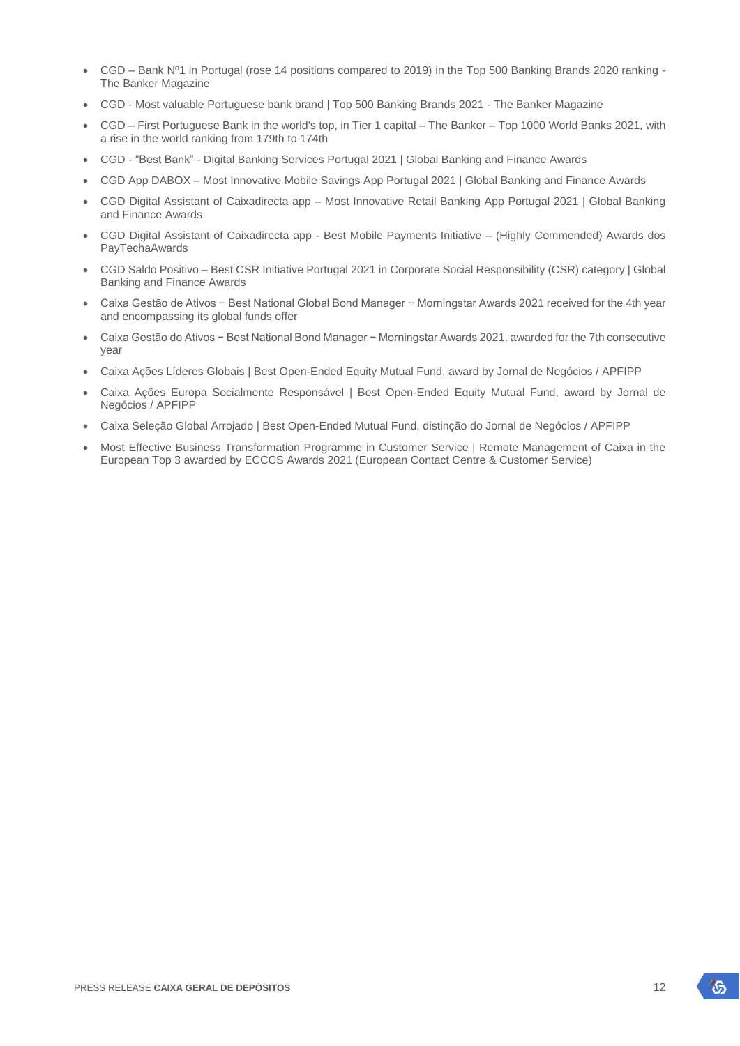- CGD – Bank Nº1 in Portugal (rose 14 positions compared to 2019) in the Top 500 Banking Brands 2020 ranking - The Banker Magazine
- CGD - Most valuable Portuguese bank brand | Top 500 Banking Brands 2021 - The Banker Magazine
- CGD – First Portuguese Bank in the world's top, in Tier 1 capital – The Banker – Top 1000 World Banks 2021, with a rise in the world ranking from 179th to 174th
- CGD - "Best Bank" - Digital Banking Services Portugal 2021 | Global Banking and Finance Awards
- CGD App DABOX – Most Innovative Mobile Savings App Portugal 2021 | Global Banking and Finance Awards
- CGD Digital Assistant of Caixadirecta app – Most Innovative Retail Banking App Portugal 2021 | Global Banking and Finance Awards
- CGD Digital Assistant of Caixadirecta app - Best Mobile Payments Initiative – (Highly Commended) Awards dos PayTechaAwards
- CGD Saldo Positivo – Best CSR Initiative Portugal 2021 in Corporate Social Responsibility (CSR) category | Global Banking and Finance Awards
- Caixa Gestão de Ativos − Best National Global Bond Manager − Morningstar Awards 2021 received for the 4th year and encompassing its global funds offer
- Caixa Gestão de Ativos − Best National Bond Manager − Morningstar Awards 2021, awarded for the 7th consecutive year
- Caixa Ações Líderes Globais | Best Open-Ended Equity Mutual Fund, award by Jornal de Negócios / APFIPP
- Caixa Ações Europa Socialmente Responsável | Best Open-Ended Equity Mutual Fund, award by Jornal de Negócios / APFIPP
- Caixa Seleção Global Arrojado | Best Open-Ended Mutual Fund, distinção do Jornal de Negócios / APFIPP
- Most Effective Business Transformation Programme in Customer Service | Remote Management of Caixa in the European Top 3 awarded by ECCCS Awards 2021 (European Contact Centre & Customer Service)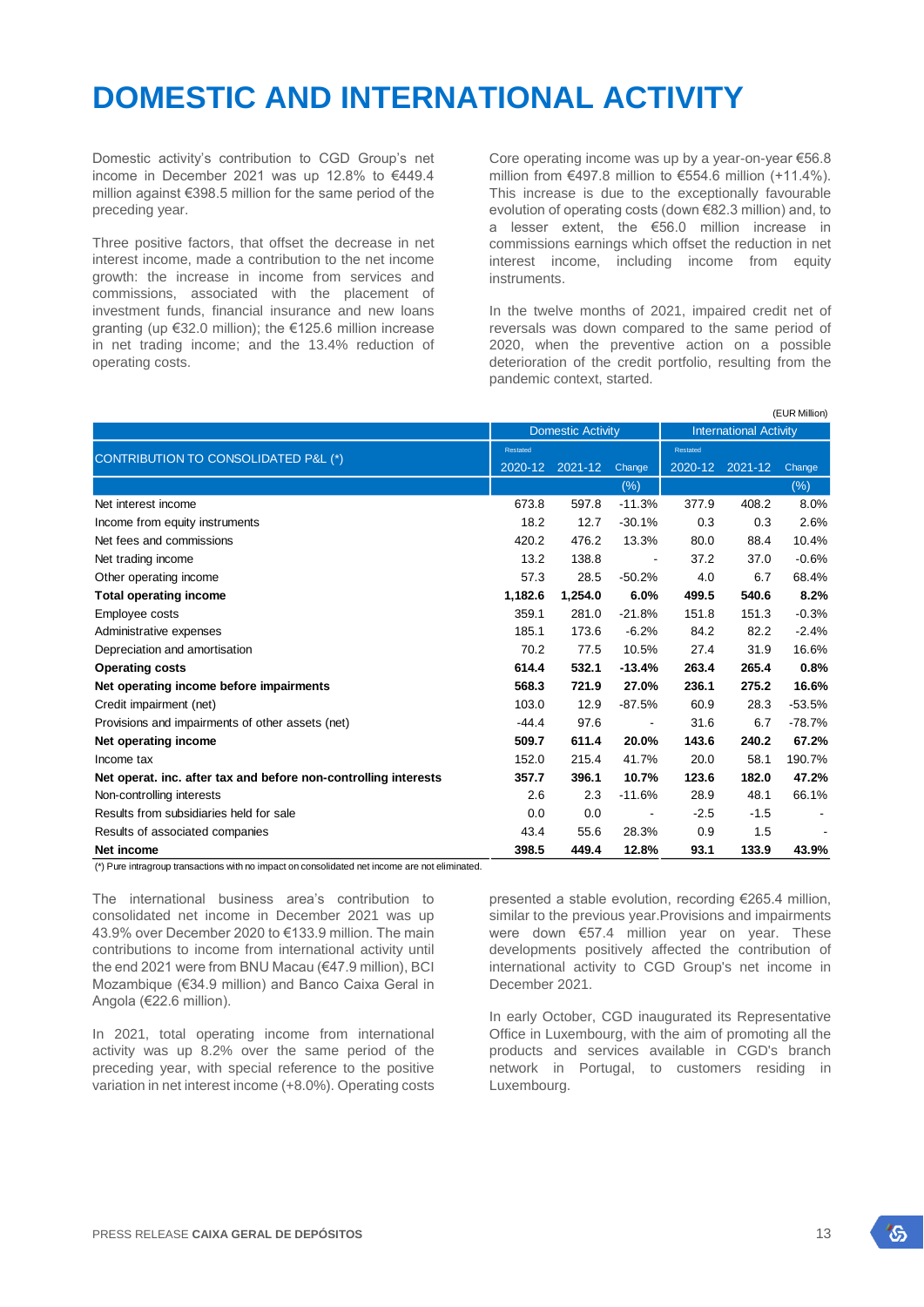# DOMESTIC AND INTERNATIONAL ACTIVITY

Domestic activity's contribution to CGD Group's net income in December 2021 was up 12.8% to €449.4 million against €398.5 million for the same period of the preceding year.

Three positive factors, that offset the decrease in net interest income, made a contribution to the net income growth: the increase in income from services and commissions, associated with the placement of investment funds, financial insurance and new loans granting (up €32.0 million); the €125.6 million increase in net trading income; and the 13.4% reduction of operating costs.

Core operating income was up by a year-on-year €56.8 million from €497.8 million to €554.6 million (+11.4%). This increase is due to the exceptionally favourable evolution of operating costs (down €82.3 million) and, to a lesser extent, the €56.0 million increase in commissions earnings which offset the reduction in net interest income, including income from equity instruments.

In the twelve months of 2021, impaired credit net of reversals was down compared to the same period of 2020, when the preventive action on a possible deterioration of the credit portfolio, resulting from the pandemic context, started.

(EUR Million)

| CONTRIBUTION TO CONSOLIDATED P&L (*) | Domestic Activity | | | International Activity | | |
|---|---|---|---|---|---|---|
| | Restated 2020-12 | 2021-12 | Change (%) | Restated 2020-12 | 2021-12 | Change (%) |
| Net interest income | 673.8 | 597.8 | -11.3% | 377.9 | 408.2 | 8.0% |
| Income from equity instruments | 18.2 | 12.7 | -30.1% | 0.3 | 0.3 | 2.6% |
| Net fees and commissions | 420.2 | 476.2 | 13.3% | 80.0 | 88.4 | 10.4% |
| Net trading income | 13.2 | 138.8 | - | 37.2 | 37.0 | -0.6% |
| Other operating income | 57.3 | 28.5 | -50.2% | 4.0 | 6.7 | 68.4% |
| **Total operating income** | **1,182.6** | **1,254.0** | **6.0%** | **499.5** | **540.6** | **8.2%** |
| Employee costs | 359.1 | 281.0 | -21.8% | 151.8 | 151.3 | -0.3% |
| Administrative expenses | 185.1 | 173.6 | -6.2% | 84.2 | 82.2 | -2.4% |
| Depreciation and amortisation | 70.2 | 77.5 | 10.5% | 27.4 | 31.9 | 16.6% |
| **Operating costs** | **614.4** | **532.1** | **-13.4%** | **263.4** | **265.4** | **0.8%** |
| **Net operating income before impairments** | **568.3** | **721.9** | **27.0%** | **236.1** | **275.2** | **16.6%** |
| Credit impairment (net) | 103.0 | 12.9 | -87.5% | 60.9 | 28.3 | -53.5% |
| Provisions and impairments of other assets (net) | -44.4 | 97.6 | - | 31.6 | 6.7 | -78.7% |
| **Net operating income** | **509.7** | **611.4** | **20.0%** | **143.6** | **240.2** | **67.2%** |
| Income tax | 152.0 | 215.4 | 41.7% | 20.0 | 58.1 | 190.7% |
| **Net operat. inc. after tax and before non-controlling interests** | **357.7** | **396.1** | **10.7%** | **123.6** | **182.0** | **47.2%** |
| Non-controlling interests | 2.6 | 2.3 | -11.6% | 28.9 | 48.1 | 66.1% |
| Results from subsidiaries held for sale | 0.0 | 0.0 | - | -2.5 | -1.5 | - |
| Results of associated companies | 43.4 | 55.6 | 28.3% | 0.9 | 1.5 | - |
| **Net income** | **398.5** | **449.4** | **12.8%** | **93.1** | **133.9** | **43.9%** |

(*) Pure intragroup transactions with no impact on consolidated net income are not eliminated.

The international business area's contribution to consolidated net income in December 2021 was up 43.9% over December 2020 to €133.9 million. The main contributions to income from international activity until the end 2021 were from BNU Macau (€47.9 million), BCI Mozambique (€34.9 million) and Banco Caixa Geral in Angola (€22.6 million).

In 2021, total operating income from international activity was up 8.2% over the same period of the preceding year, with special reference to the positive variation in net interest income (+8.0%). Operating costs presented a stable evolution, recording €265.4 million, similar to the previous year.Provisions and impairments were down €57.4 million year on year. These developments positively affected the contribution of international activity to CGD Group's net income in December 2021.

In early October, CGD inaugurated its Representative Office in Luxembourg, with the aim of promoting all the products and services available in CGD's branch network in Portugal, to customers residing in Luxembourg.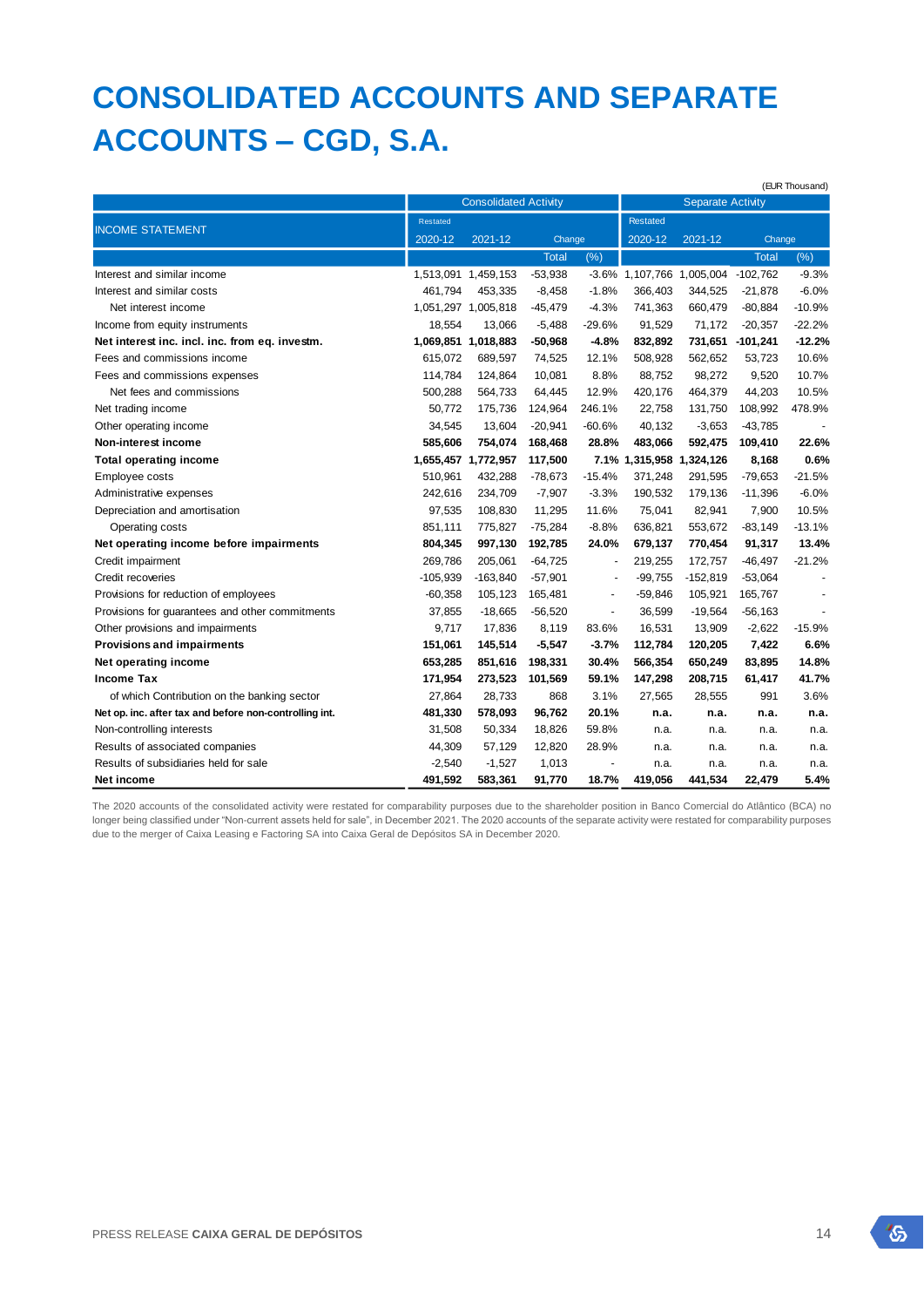# CONSOLIDATED ACCOUNTS AND SEPARATE ACCOUNTS – CGD, S.A.

(EUR Thousand)

| INCOME STATEMENT | Consolidated Activity | | | | Separate Activity | | | |
|---|---|---|---|---|---|---|---|---|
| | Restated 2020-12 | 2021-12 | Change | | Restated 2020-12 | 2021-12 | Change | |
| | | | Total | (%) | | | Total | (%) |
| Interest and similar income | 1,513,091 | 1,459,153 | -53,938 | -3.6% | 1,107,766 | 1,005,004 | -102,762 | -9.3% |
| Interest and similar costs | 461,794 | 453,335 | -8,458 | -1.8% | 366,403 | 344,525 | -21,878 | -6.0% |
| Net interest income | 1,051,297 | 1,005,818 | -45,479 | -4.3% | 741,363 | 660,479 | -80,884 | -10.9% |
| Income from equity instruments | 18,554 | 13,066 | -5,488 | -29.6% | 91,529 | 71,172 | -20,357 | -22.2% |
| **Net interest inc. incl. inc. from eq. investm.** | **1,069,851** | **1,018,883** | **-50,968** | **-4.8%** | **832,892** | **731,651** | **-101,241** | **-12.2%** |
| Fees and commissions income | 615,072 | 689,597 | 74,525 | 12.1% | 508,928 | 562,652 | 53,723 | 10.6% |
| Fees and commissions expenses | 114,784 | 124,864 | 10,081 | 8.8% | 88,752 | 98,272 | 9,520 | 10.7% |
| Net fees and commissions | 500,288 | 564,733 | 64,445 | 12.9% | 420,176 | 464,379 | 44,203 | 10.5% |
| Net trading income | 50,772 | 175,736 | 124,964 | 246.1% | 22,758 | 131,750 | 108,992 | 478.9% |
| Other operating income | 34,545 | 13,604 | -20,941 | -60.6% | 40,132 | -3,653 | -43,785 | - |
| **Non-interest income** | **585,606** | **754,074** | **168,468** | **28.8%** | **483,066** | **592,475** | **109,410** | **22.6%** |
| **Total operating income** | **1,655,457** | **1,772,957** | **117,500** | **7.1%** | **1,315,958** | **1,324,126** | **8,168** | **0.6%** |
| Employee costs | 510,961 | 432,288 | -78,673 | -15.4% | 371,248 | 291,595 | -79,653 | -21.5% |
| Administrative expenses | 242,616 | 234,709 | -7,907 | -3.3% | 190,532 | 179,136 | -11,396 | -6.0% |
| Depreciation and amortisation | 97,535 | 108,830 | 11,295 | 11.6% | 75,041 | 82,941 | 7,900 | 10.5% |
| Operating costs | 851,111 | 775,827 | -75,284 | -8.8% | 636,821 | 553,672 | -83,149 | -13.1% |
| **Net operating income before impairments** | **804,345** | **997,130** | **192,785** | **24.0%** | **679,137** | **770,454** | **91,317** | **13.4%** |
| Credit impairment | 269,786 | 205,061 | -64,725 | - | 219,255 | 172,757 | -46,497 | -21.2% |
| Credit recoveries | -105,939 | -163,840 | -57,901 | - | -99,755 | -152,819 | -53,064 | - |
| Provisions for reduction of employees | -60,358 | 105,123 | 165,481 | - | -59,846 | 105,921 | 165,767 | - |
| Provisions for guarantees and other commitments | 37,855 | -18,665 | -56,520 | - | 36,599 | -19,564 | -56,163 | - |
| Other provisions and impairments | 9,717 | 17,836 | 8,119 | 83.6% | 16,531 | 13,909 | -2,622 | -15.9% |
| **Provisions and impairments** | **151,061** | **145,514** | **-5,547** | **-3.7%** | **112,784** | **120,205** | **7,422** | **6.6%** |
| **Net operating income** | **653,285** | **851,616** | **198,331** | **30.4%** | **566,354** | **650,249** | **83,895** | **14.8%** |
| **Income Tax** | **171,954** | **273,523** | **101,569** | **59.1%** | **147,298** | **208,715** | **61,417** | **41.7%** |
| of which Contribution on the banking sector | 27,864 | 28,733 | 868 | 3.1% | 27,565 | 28,555 | 991 | 3.6% |
| **Net op. inc. after tax and before non-controlling int.** | **481,330** | **578,093** | **96,762** | **20.1%** | **n.a.** | **n.a.** | **n.a.** | **n.a.** |
| Non-controlling interests | 31,508 | 50,334 | 18,826 | 59.8% | n.a. | n.a. | n.a. | n.a. |
| Results of associated companies | 44,309 | 57,129 | 12,820 | 28.9% | n.a. | n.a. | n.a. | n.a. |
| Results of subsidiaries held for sale | -2,540 | -1,527 | 1,013 | - | n.a. | n.a. | n.a. | n.a. |
| **Net income** | **491,592** | **583,361** | **91,770** | **18.7%** | **419,056** | **441,534** | **22,479** | **5.4%** |

The 2020 accounts of the consolidated activity were restated for comparability purposes due to the shareholder position in Banco Comercial do Atlântico (BCA) no longer being classified under "Non-current assets held for sale", in December 2021. The 2020 accounts of the separate activity were restated for comparability purposes due to the merger of Caixa Leasing e Factoring SA into Caixa Geral de Depósitos SA in December 2020.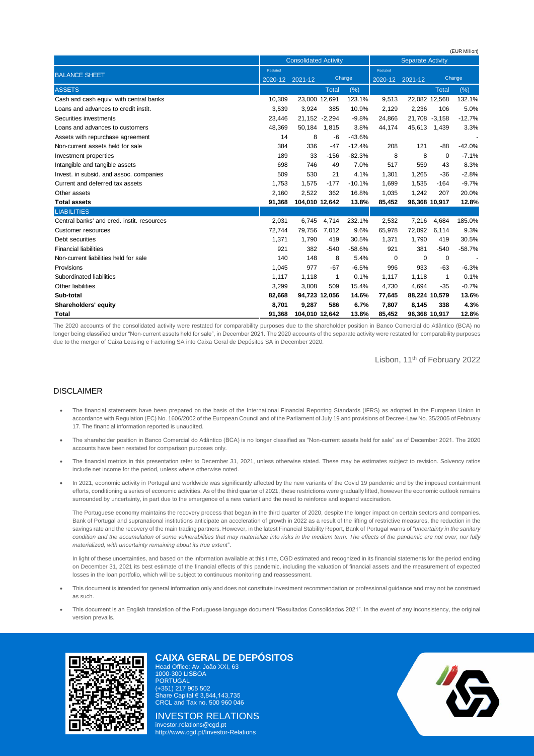(EUR Million)

| BALANCE SHEET | Consolidated Activity | | | | Separate Activity | | | |
|---|---|---|---|---|---|---|---|---|
| | Restated 2020-12 | 2021-12 | Change | | Restated 2020-12 | 2021-12 | Change | |
| ASSETS | | | Total | (%) | | | Total | (%) |
| Cash and cash equiv. with central banks | 10,309 | 23,000 | 12,691 | 123.1% | 9,513 | 22,082 | 12,568 | 132.1% |
| Loans and advances to credit instit. | 3,539 | 3,924 | 385 | 10.9% | 2,129 | 2,236 | 106 | 5.0% |
| Securities investments | 23,446 | 21,152 | -2,294 | -9.8% | 24,866 | 21,708 | -3,158 | -12.7% |
| Loans and advances to customers | 48,369 | 50,184 | 1,815 | 3.8% | 44,174 | 45,613 | 1,439 | 3.3% |
| Assets with repurchase agreement | 14 | 8 | -6 | -43.6% | | | | - |
| Non-current assets held for sale | 384 | 336 | -47 | -12.4% | 208 | 121 | -88 | -42.0% |
| Investment properties | 189 | 33 | -156 | -82.3% | 8 | 8 | 0 | -7.1% |
| Intangible and tangible assets | 698 | 746 | 49 | 7.0% | 517 | 559 | 43 | 8.3% |
| Invest. in subsid. and assoc. companies | 509 | 530 | 21 | 4.1% | 1,301 | 1,265 | -36 | -2.8% |
| Current and deferred tax assets | 1,753 | 1,575 | -177 | -10.1% | 1,699 | 1,535 | -164 | -9.7% |
| Other assets | 2,160 | 2,522 | 362 | 16.8% | 1,035 | 1,242 | 207 | 20.0% |
| **Total assets** | **91,368** | **104,010** | **12,642** | **13.8%** | **85,452** | **96,368** | **10,917** | **12.8%** |
| LIABILITIES | | | | | | | | |
| Central banks' and cred. instit. resources | 2,031 | 6,745 | 4,714 | 232.1% | 2,532 | 7,216 | 4,684 | 185.0% |
| Customer resources | 72,744 | 79,756 | 7,012 | 9.6% | 65,978 | 72,092 | 6,114 | 9.3% |
| Debt securities | 1,371 | 1,790 | 419 | 30.5% | 1,371 | 1,790 | 419 | 30.5% |
| Financial liabilities | 921 | 382 | -540 | -58.6% | 921 | 381 | -540 | -58.7% |
| Non-current liabilities held for sale | 140 | 148 | 8 | 5.4% | 0 | 0 | 0 | - |
| Provisions | 1,045 | 977 | -67 | -6.5% | 996 | 933 | -63 | -6.3% |
| Subordinated liabilities | 1,117 | 1,118 | 1 | 0.1% | 1,117 | 1,118 | 1 | 0.1% |
| Other liabilities | 3,299 | 3,808 | 509 | 15.4% | 4,730 | 4,694 | -35 | -0.7% |
| **Sub-total** | **82,668** | **94,723** | **12,056** | **14.6%** | **77,645** | **88,224** | **10,579** | **13.6%** |
| **Shareholders' equity** | **8,701** | **9,287** | **586** | **6.7%** | **7,807** | **8,145** | **338** | **4.3%** |
| **Total** | **91,368** | **104,010** | **12,642** | **13.8%** | **85,452** | **96,368** | **10,917** | **12.8%** |

The 2020 accounts of the consolidated activity were restated for comparability purposes due to the shareholder position in Banco Comercial do Atlântico (BCA) no longer being classified under "Non-current assets held for sale", in December 2021. The 2020 accounts of the separate activity were restated for comparability purposes due to the merger of Caixa Leasing e Factoring SA into Caixa Geral de Depósitos SA in December 2020.

Lisbon, 11th of February 2022

## DISCLAIMER

- The financial statements have been prepared on the basis of the International Financial Reporting Standards (IFRS) as adopted in the European Union in accordance with Regulation (EC) No. 1606/2002 of the European Council and of the Parliament of July 19 and provisions of Decree-Law No. 35/2005 of February 17. The financial information reported is unaudited.
- The shareholder position in Banco Comercial do Atlântico (BCA) is no longer classified as "Non-current assets held for sale" as of December 2021. The 2020 accounts have been restated for comparison purposes only.
- The financial metrics in this presentation refer to December 31, 2021, unless otherwise stated. These may be estimates subject to revision. Solvency ratios include net income for the period, unless where otherwise noted.
- In 2021, economic activity in Portugal and worldwide was significantly affected by the new variants of the Covid 19 pandemic and by the imposed containment efforts, conditioning a series of economic activities. As of the third quarter of 2021, these restrictions were gradually lifted, however the economic outlook remains surrounded by uncertainty, in part due to the emergence of a new variant and the need to reinforce and expand vaccination.

  The Portuguese economy maintains the recovery process that began in the third quarter of 2020, despite the longer impact on certain sectors and companies. Bank of Portugal and supranational institutions anticipate an acceleration of growth in 2022 as a result of the lifting of restrictive measures, the reduction in the savings rate and the recovery of the main trading partners. However, in the latest Financial Stability Report, Bank of Portugal warns of "*uncertainty in the sanitary condition and the accumulation of some vulnerabilities that may materialize into risks in the medium term. The effects of the pandemic are not over, nor fully materialized, with uncertainty remaining about its true extent*".

  In light of these uncertainties, and based on the information available at this time, CGD estimated and recognized in its financial statements for the period ending on December 31, 2021 its best estimate of the financial effects of this pandemic, including the valuation of financial assets and the measurement of expected losses in the loan portfolio, which will be subject to continuous monitoring and reassessment.
- This document is intended for general information only and does not constitute investment recommendation or professional guidance and may not be construed as such.
- This document is an English translation of the Portuguese language document "Resultados Consolidados 2021". In the event of any inconsistency, the original version prevails.

**CAIXA GERAL DE DEPÓSITOS**
Head Office: Av. João XXI, 63
1000-300 LISBOA
PORTUGAL
(+351) 217 905 502
Share Capital € 3,844,143,735
CRCL and Tax no. 500 960 046

INVESTOR RELATIONS
investor.relations@cgd.pt
http://www.cgd.pt/Investor-Relations